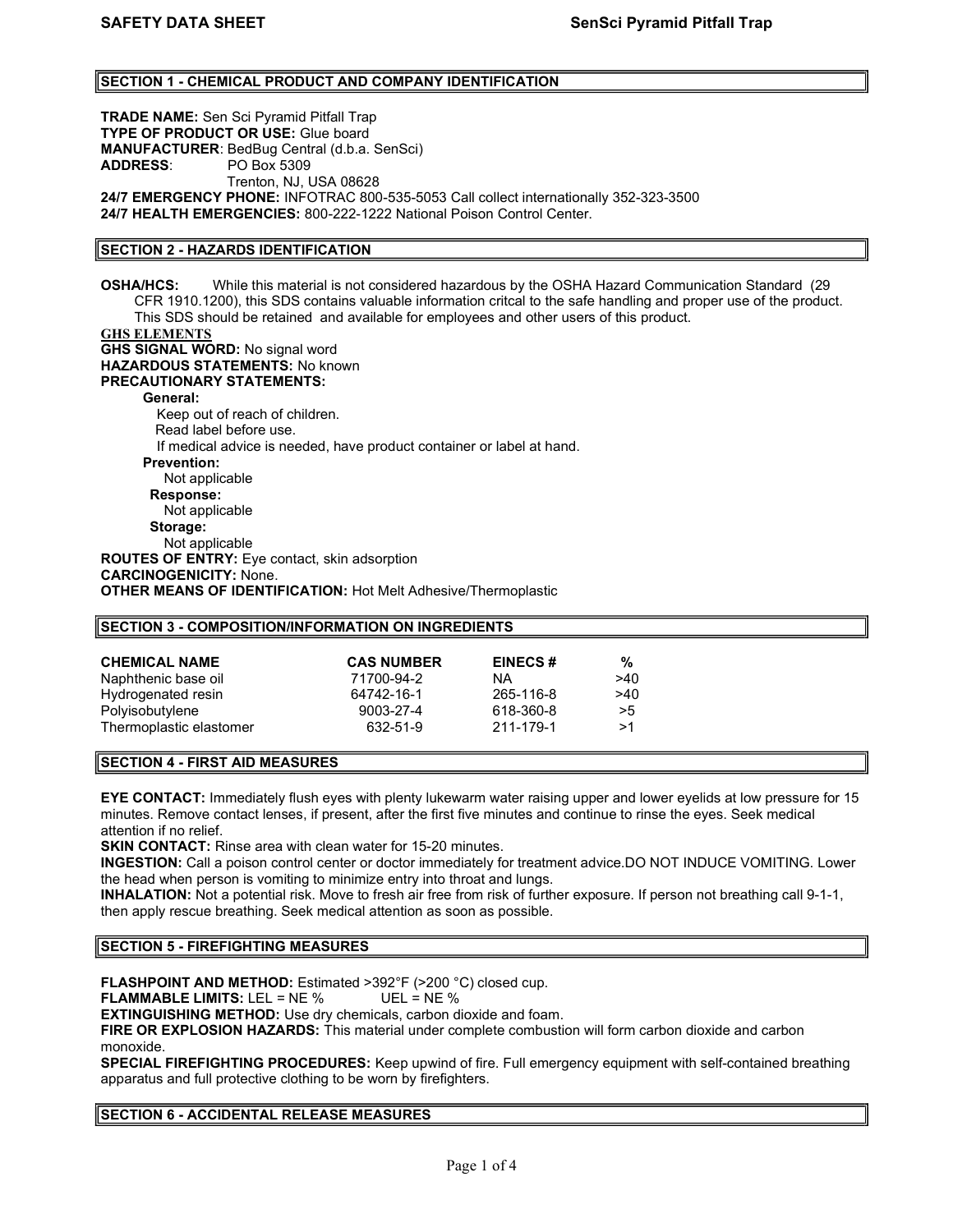## SECTION 1 - CHEMICAL PRODUCT AND COMPANY IDENTIFICATION

**TRADE NAME:** Sen Sci Pyramid Pitfall Trap
**TYPE OF PRODUCT OR USE:** Glue board
**MANUFACTURER**: BedBug Central (d.b.a. SenSci)
**ADDRESS**: PO Box 5309
Trenton, NJ, USA 08628
**24/7 EMERGENCY PHONE:** INFOTRAC 800-535-5053 Call collect internationally 352-323-3500
**24/7 HEALTH EMERGENCIES:** 800-222-1222 National Poison Control Center.

## SECTION 2 - HAZARDS IDENTIFICATION

**OSHA/HCS:** While this material is not considered hazardous by the OSHA Hazard Communication Standard (29 CFR 1910.1200), this SDS contains valuable information critcal to the safe handling and proper use of the product. This SDS should be retained and available for employees and other users of this product.

**GHS ELEMENTS**

**GHS SIGNAL WORD:** No signal word
**HAZARDOUS STATEMENTS:** No known
**PRECAUTIONARY STATEMENTS:**

**General:**
Keep out of reach of children.
Read label before use.
If medical advice is needed, have product container or label at hand.

**Prevention:**
Not applicable

**Response:**
Not applicable

**Storage:**
Not applicable

**ROUTES OF ENTRY:** Eye contact, skin adsorption
**CARCINOGENICITY:** None.
**OTHER MEANS OF IDENTIFICATION:** Hot Melt Adhesive/Thermoplastic

## SECTION 3 - COMPOSITION/INFORMATION ON INGREDIENTS

| CHEMICAL NAME | CAS NUMBER | EINECS # | % |
|---|---|---|---|
| Naphthenic base oil | 71700-94-2 | NA | >40 |
| Hydrogenated resin | 64742-16-1 | 265-116-8 | >40 |
| Polyisobutylene | 9003-27-4 | 618-360-8 | >5 |
| Thermoplastic elastomer | 632-51-9 | 211-179-1 | >1 |

## SECTION 4 - FIRST AID MEASURES

**EYE CONTACT:** Immediately flush eyes with plenty lukewarm water raising upper and lower eyelids at low pressure for 15 minutes. Remove contact lenses, if present, after the first five minutes and continue to rinse the eyes. Seek medical attention if no relief.
**SKIN CONTACT:** Rinse area with clean water for 15-20 minutes.
**INGESTION:** Call a poison control center or doctor immediately for treatment advice.DO NOT INDUCE VOMITING. Lower the head when person is vomiting to minimize entry into throat and lungs.
**INHALATION:** Not a potential risk. Move to fresh air free from risk of further exposure. If person not breathing call 9-1-1, then apply rescue breathing. Seek medical attention as soon as possible.

## SECTION 5 - FIREFIGHTING MEASURES

**FLASHPOINT AND METHOD:** Estimated >392°F (>200 °C) closed cup.
**FLAMMABLE LIMITS:** LEL = NE % UEL = NE %
**EXTINGUISHING METHOD:** Use dry chemicals, carbon dioxide and foam.
**FIRE OR EXPLOSION HAZARDS:** This material under complete combustion will form carbon dioxide and carbon monoxide.
**SPECIAL FIREFIGHTING PROCEDURES:** Keep upwind of fire. Full emergency equipment with self-contained breathing apparatus and full protective clothing to be worn by firefighters.

## SECTION 6 - ACCIDENTAL RELEASE MEASURES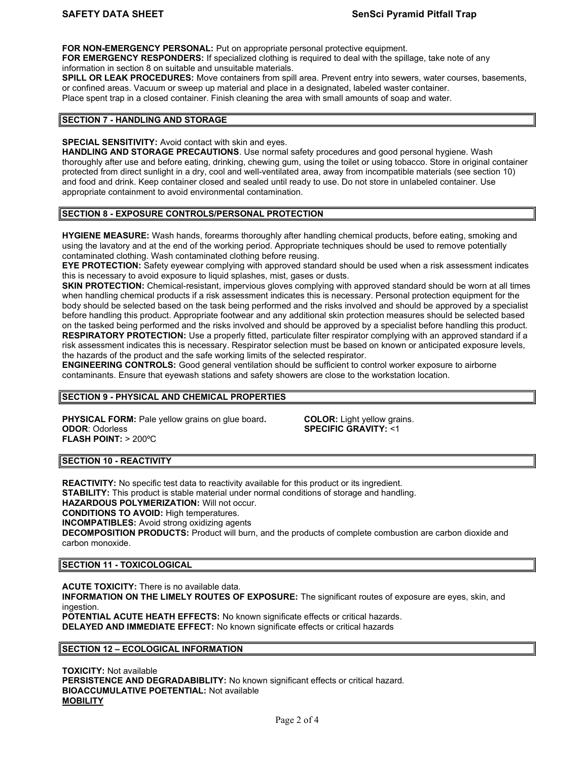**FOR NON-EMERGENCY PERSONAL:** Put on appropriate personal protective equipment.
**FOR EMERGENCY RESPONDERS:** If specialized clothing is required to deal with the spillage, take note of any information in section 8 on suitable and unsuitable materials.
**SPILL OR LEAK PROCEDURES:** Move containers from spill area. Prevent entry into sewers, water courses, basements, or confined areas. Vacuum or sweep up material and place in a designated, labeled waster container.
Place spent trap in a closed container. Finish cleaning the area with small amounts of soap and water.

## SECTION 7 - HANDLING AND STORAGE

**SPECIAL SENSITIVITY:** Avoid contact with skin and eyes.
**HANDLING AND STORAGE PRECAUTIONS**. Use normal safety procedures and good personal hygiene. Wash thoroughly after use and before eating, drinking, chewing gum, using the toilet or using tobacco. Store in original container protected from direct sunlight in a dry, cool and well-ventilated area, away from incompatible materials (see section 10) and food and drink. Keep container closed and sealed until ready to use. Do not store in unlabeled container. Use appropriate containment to avoid environmental contamination.

## SECTION 8 - EXPOSURE CONTROLS/PERSONAL PROTECTION

**HYGIENE MEASURE:** Wash hands, forearms thoroughly after handling chemical products, before eating, smoking and using the lavatory and at the end of the working period. Appropriate techniques should be used to remove potentially contaminated clothing. Wash contaminated clothing before reusing.
**EYE PROTECTION:** Safety eyewear complying with approved standard should be used when a risk assessment indicates this is necessary to avoid exposure to liquid splashes, mist, gases or dusts.
**SKIN PROTECTION:** Chemical-resistant, impervious gloves complying with approved standard should be worn at all times when handling chemical products if a risk assessment indicates this is necessary. Personal protection equipment for the body should be selected based on the task being performed and the risks involved and should be approved by a specialist before handling this product. Appropriate footwear and any additional skin protection measures should be selected based on the tasked being performed and the risks involved and should be approved by a specialist before handling this product.
**RESPIRATORY PROTECTION:** Use a properly fitted, particulate filter respirator complying with an approved standard if a risk assessment indicates this is necessary. Respirator selection must be based on known or anticipated exposure levels, the hazards of the product and the safe working limits of the selected respirator.
**ENGINEERING CONTROLS:** Good general ventilation should be sufficient to control worker exposure to airborne contaminants. Ensure that eyewash stations and safety showers are close to the workstation location.

## SECTION 9 - PHYSICAL AND CHEMICAL PROPERTIES

**PHYSICAL FORM:** Pale yellow grains on glue board.
**COLOR:** Light yellow grains.
**ODOR**: Odorless
**SPECIFIC GRAVITY:** <1
**FLASH POINT:** > 200ºC

## SECTION 10 - REACTIVITY

**REACTIVITY:** No specific test data to reactivity available for this product or its ingredient.
**STABILITY:** This product is stable material under normal conditions of storage and handling.
**HAZARDOUS POLYMERIZATION:** Will not occur.
**CONDITIONS TO AVOID:** High temperatures.
**INCOMPATIBLES:** Avoid strong oxidizing agents
**DECOMPOSITION PRODUCTS:** Product will burn, and the products of complete combustion are carbon dioxide and carbon monoxide.

## SECTION 11 - TOXICOLOGICAL

**ACUTE TOXICITY:** There is no available data.
**INFORMATION ON THE LIMELY ROUTES OF EXPOSURE:** The significant routes of exposure are eyes, skin, and ingestion.
**POTENTIAL ACUTE HEATH EFFECTS:** No known significate effects or critical hazards.
**DELAYED AND IMMEDIATE EFFECT:** No known significate effects or critical hazards

## SECTION 12 – ECOLOGICAL INFORMATION

**TOXICITY:** Not available
**PERSISTENCE AND DEGRADABIBLITY:** No known significant effects or critical hazard.
**BIOACCUMULATIVE POETENTIAL:** Not available
**MOBILITY**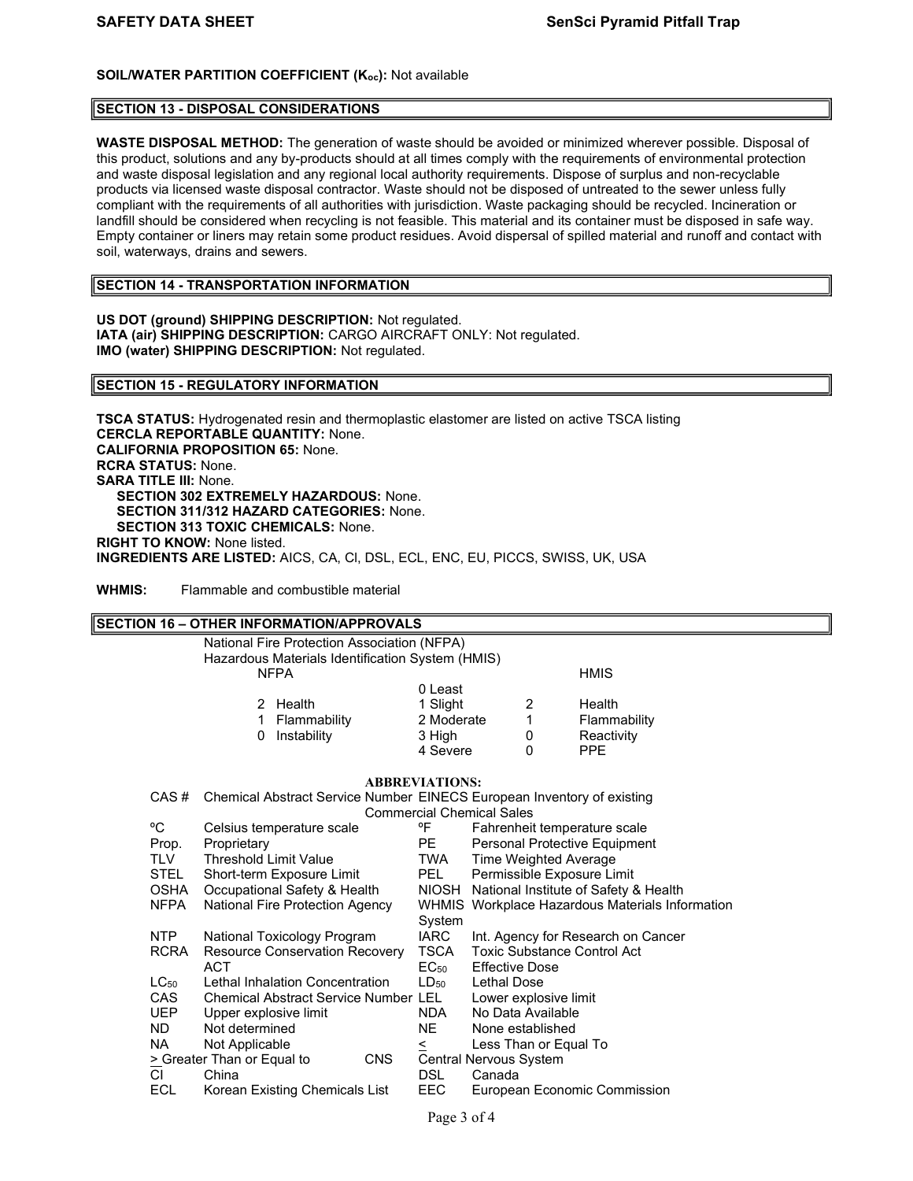**SOIL/WATER PARTITION COEFFICIENT ($K_{oc}$):** Not available

## SECTION 13 - DISPOSAL CONSIDERATIONS

**WASTE DISPOSAL METHOD:** The generation of waste should be avoided or minimized wherever possible. Disposal of this product, solutions and any by-products should at all times comply with the requirements of environmental protection and waste disposal legislation and any regional local authority requirements. Dispose of surplus and non-recyclable products via licensed waste disposal contractor. Waste should not be disposed of untreated to the sewer unless fully compliant with the requirements of all authorities with jurisdiction. Waste packaging should be recycled. Incineration or landfill should be considered when recycling is not feasible. This material and its container must be disposed in safe way. Empty container or liners may retain some product residues. Avoid dispersal of spilled material and runoff and contact with soil, waterways, drains and sewers.

## SECTION 14 - TRANSPORTATION INFORMATION

**US DOT (ground) SHIPPING DESCRIPTION:** Not regulated.
**IATA (air) SHIPPING DESCRIPTION:** CARGO AIRCRAFT ONLY: Not regulated.
**IMO (water) SHIPPING DESCRIPTION:** Not regulated.

## SECTION 15 - REGULATORY INFORMATION

**TSCA STATUS:** Hydrogenated resin and thermoplastic elastomer are listed on active TSCA listing
**CERCLA REPORTABLE QUANTITY:** None.
**CALIFORIA PROPOSITION 65:** None.
**RCRA STATUS:** None.
**SARA TITLE III:** None.
  **SECTION 302 EXTREMELY HAZARDOUS:** None.
  **SECTION 311/312 HAZARD CATEGORIES:** None.
  **SECTION 313 TOXIC CHEMICALS:** None.
**RIGHT TO KNOW:** None listed.
**INGREDIENTS ARE LISTED:** AICS, CA, Cl, DSL, ECL, ENC, EU, PICCS, SWISS, UK, USA

**WHMIS:** Flammable and combustible material

## SECTION 16 – OTHER INFORMATION/APPROVALS

National Fire Protection Association (NFPA)
Hazardous Materials Identification System (HMIS)

| NFPA | | Scale | HMIS | |
|---|---|---|---|---|
| | | 0 Least | | |
| 2 | Health | 1 Slight | 2 | Health |
| 1 | Flammability | 2 Moderate | 1 | Flammability |
| 0 | Instability | 3 High | 0 | Reactivity |
| | | 4 Severe | 0 | PPE |

**ABBREVIATIONS:**

| | | | |
|---|---|---|---|
| CAS # | Chemical Abstract Service Number | EINECS | European Inventory of existing Commercial Chemical Sales |
| ºC | Celsius temperature scale | ºF | Fahrenheit temperature scale |
| Prop. | Proprietary | PE | Personal Protective Equipment |
| TLV | Threshold Limit Value | TWA | Time Weighted Average |
| STEL | Short-term Exposure Limit | PEL | Permissible Exposure Limit |
| OSHA | Occupational Safety & Health | NIOSH | National Institute of Safety & Health |
| NFPA | National Fire Protection Agency | WHMIS System | Workplace Hazardous Materials Information |
| NTP | National Toxicology Program | IARC | Int. Agency for Research on Cancer |
| RCRA | Resource Conservation Recovery ACT | TSCA | Toxic Substance Control Act |
| $LC_{50}$ | Lethal Inhalation Concentration | $EC_{50}$ | Effective Dose |
| CAS | Chemical Abstract Service Number | $LD_{50}$ | Lethal Dose |
| UEP | Upper explosive limit | LEL | Lower explosive limit |
| ND | Not determined | NDA | No Data Available |
| NA | Not Applicable | NE | None established |
| ≥ | Greater Than or Equal to | ≤ | Less Than or Equal To |
| CNS | Central Nervous System | | |
| CI | China | DSL | Canada |
| ECL | Korean Existing Chemicals List | EEC | European Economic Commission |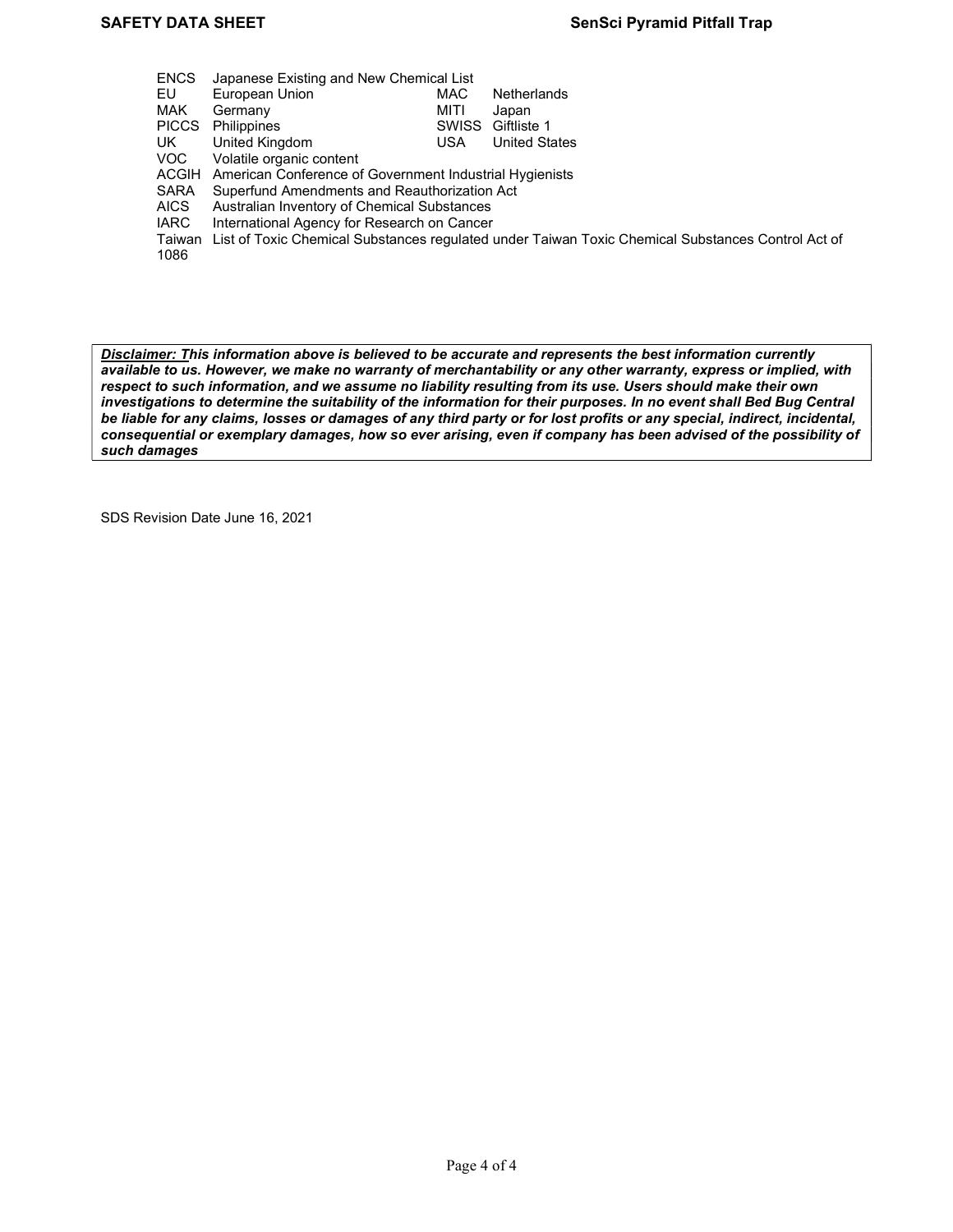| | | | |
|---|---|---|---|
| ENCS | Japanese Existing and New Chemical List | | |
| EU | European Union | MAC | Netherlands |
| MAK | Germany | MITI | Japan |
| PICCS | Philippines | SWISS | Giftliste 1 |
| UK | United Kingdom | USA | United States |
| VOC | Volatile organic content | | |
| ACGIH | American Conference of Government Industrial Hygienists | | |
| SARA | Superfund Amendments and Reauthorization Act | | |
| AICS | Australian Inventory of Chemical Substances | | |
| IARC | International Agency for Research on Cancer | | |
| Taiwan 1086 | List of Toxic Chemical Substances regulated under Taiwan Toxic Chemical Substances Control Act of | | |

***Disclaimer:*** ***This information above is believed to be accurate and represents the best information currently available to us. However, we make no warranty of merchantability or any other warranty, express or implied, with respect to such information, and we assume no liability resulting from its use. Users should make their own investigations to determine the suitability of the information for their purposes. In no event shall Bed Bug Central be liable for any claims, losses or damages of any third party or for lost profits or any special, indirect, incidental, consequential or exemplary damages, how so ever arising, even if company has been advised of the possibility of such damages***

SDS Revision Date June 16, 2021